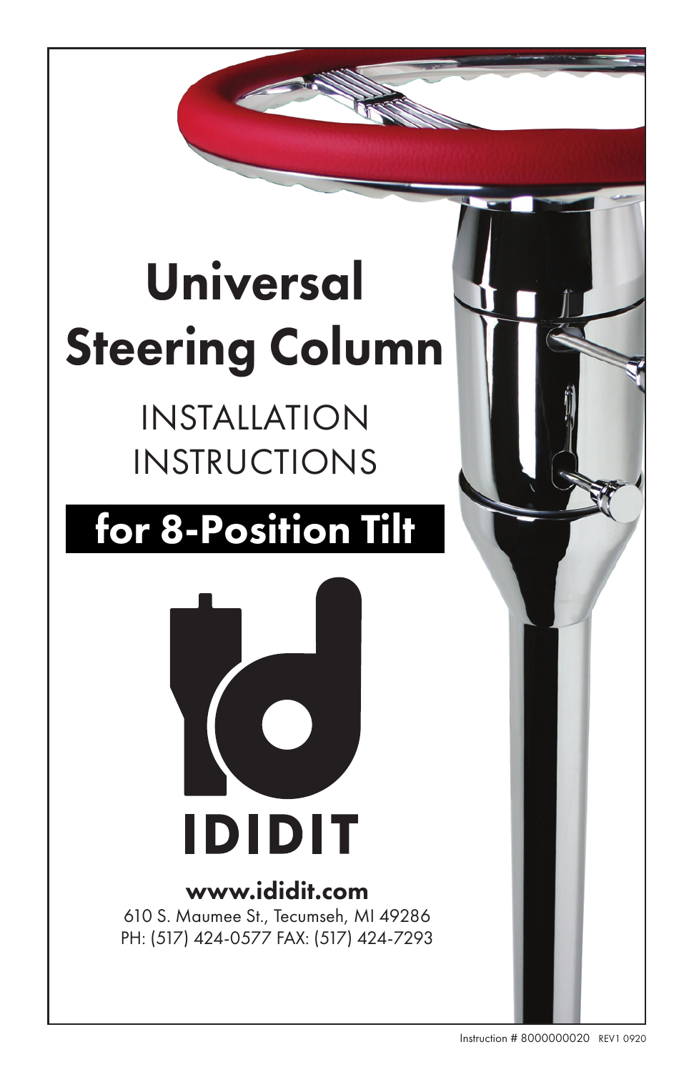# Universal Steering Column

## INSTALLATION INSTRUCTIONS

## for 8-Position Tilt

IDIDIT

**www.ididit.com**

610 S. Maumee St., Tecumseh, MI 49286
PH: (517) 424-0577 FAX: (517) 424-7293

Instruction # 8000000020 REV1 0920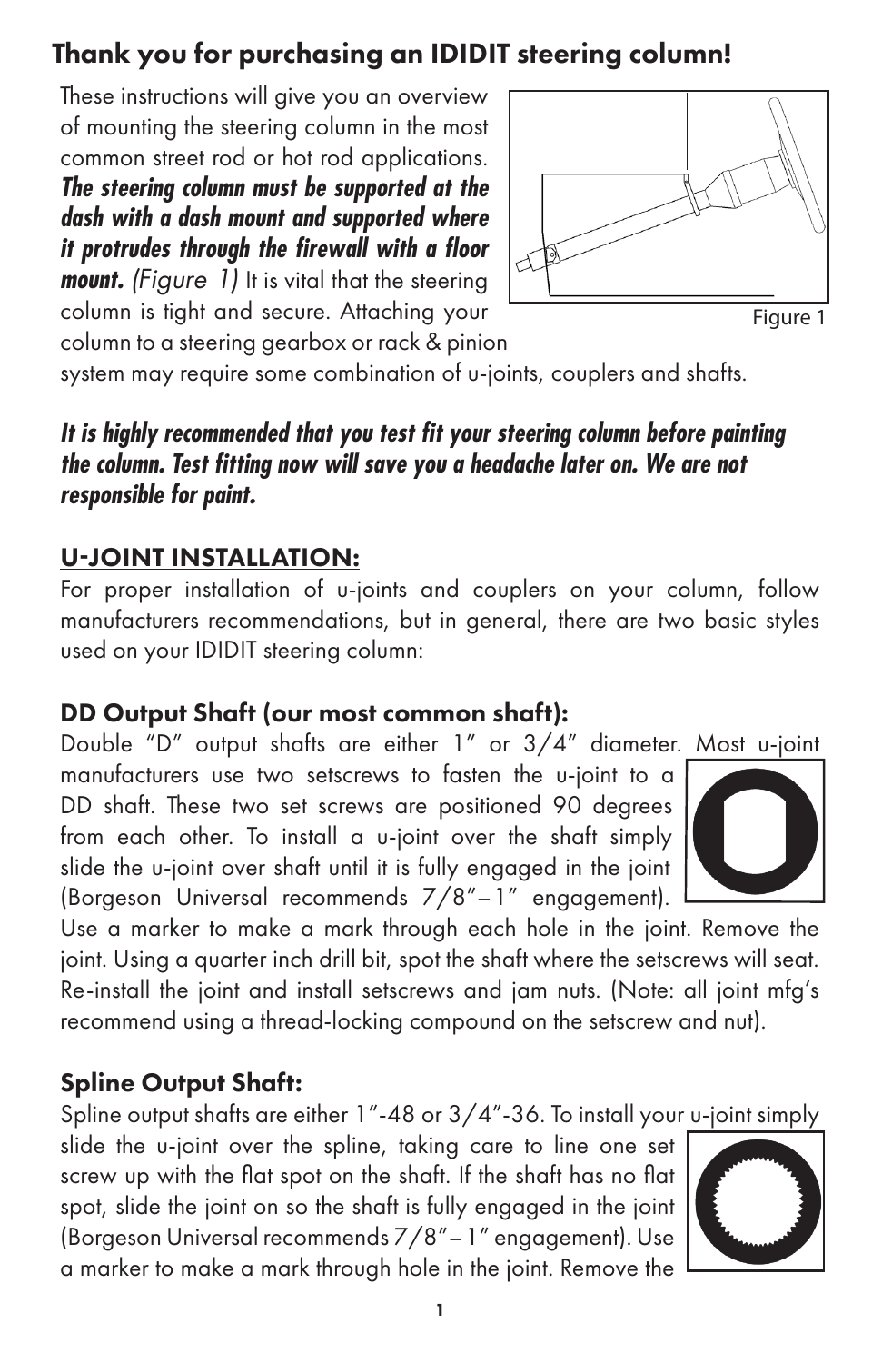## Thank you for purchasing an IDIDIT steering column!

These instructions will give you an overview of mounting the steering column in the most common street rod or hot rod applications. ***The steering column must be supported at the dash with a dash mount and supported where it protrudes through the firewall with a floor mount.*** *(Figure 1)* It is vital that the steering column is tight and secure. Attaching your column to a steering gearbox or rack & pinion system may require some combination of u-joints, couplers and shafts.

Figure 1

***It is highly recommended that you test fit your steering column before painting the column. Test fitting now will save you a headache later on. We are not responsible for paint.***

### U-JOINT INSTALLATION:

For proper installation of u-joints and couplers on your column, follow manufacturers recommendations, but in general, there are two basic styles used on your IDIDIT steering column:

### DD Output Shaft (our most common shaft):

Double "D" output shafts are either 1" or 3/4" diameter. Most u-joint manufacturers use two setscrews to fasten the u-joint to a DD shaft. These two set screws are positioned 90 degrees from each other. To install a u-joint over the shaft simply slide the u-joint over shaft until it is fully engaged in the joint (Borgeson Universal recommends 7/8"– 1" engagement). Use a marker to make a mark through each hole in the joint. Remove the joint. Using a quarter inch drill bit, spot the shaft where the setscrews will seat. Re-install the joint and install setscrews and jam nuts. (Note: all joint mfg's recommend using a thread-locking compound on the setscrew and nut).

### Spline Output Shaft:

Spline output shafts are either 1"-48 or 3/4"-36. To install your u-joint simply slide the u-joint over the spline, taking care to line one set screw up with the flat spot on the shaft. If the shaft has no flat spot, slide the joint on so the shaft is fully engaged in the joint (Borgeson Universal recommends 7/8"– 1" engagement). Use a marker to make a mark through hole in the joint. Remove the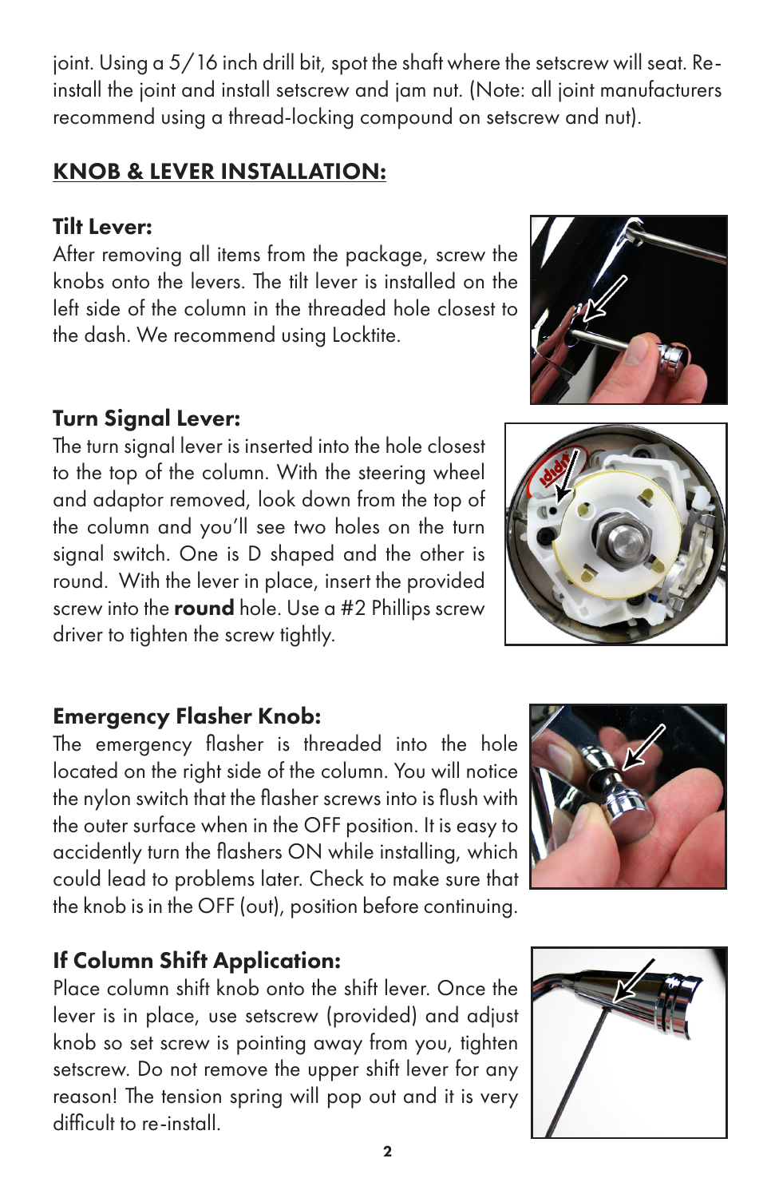joint. Using a 5/16 inch drill bit, spot the shaft where the setscrew will seat. Re-install the joint and install setscrew and jam nut. (Note: all joint manufacturers recommend using a thread-locking compound on setscrew and nut).

## KNOB & LEVER INSTALLATION:

### Tilt Lever:

After removing all items from the package, screw the knobs onto the levers. The tilt lever is installed on the left side of the column in the threaded hole closest to the dash. We recommend using Locktite.

### Turn Signal Lever:

The turn signal lever is inserted into the hole closest to the top of the column. With the steering wheel and adaptor removed, look down from the top of the column and you'll see two holes on the turn signal switch. One is D shaped and the other is round. With the lever in place, insert the provided screw into the **round** hole. Use a #2 Phillips screw driver to tighten the screw tightly.

### Emergency Flasher Knob:

The emergency flasher is threaded into the hole located on the right side of the column. You will notice the nylon switch that the flasher screws into is flush with the outer surface when in the OFF position. It is easy to accidently turn the flashers ON while installing, which could lead to problems later. Check to make sure that the knob is in the OFF (out), position before continuing.

### If Column Shift Application:

Place column shift knob onto the shift lever. Once the lever is in place, use setscrew (provided) and adjust knob so set screw is pointing away from you, tighten setscrew. Do not remove the upper shift lever for any reason! The tension spring will pop out and it is very difficult to re-install.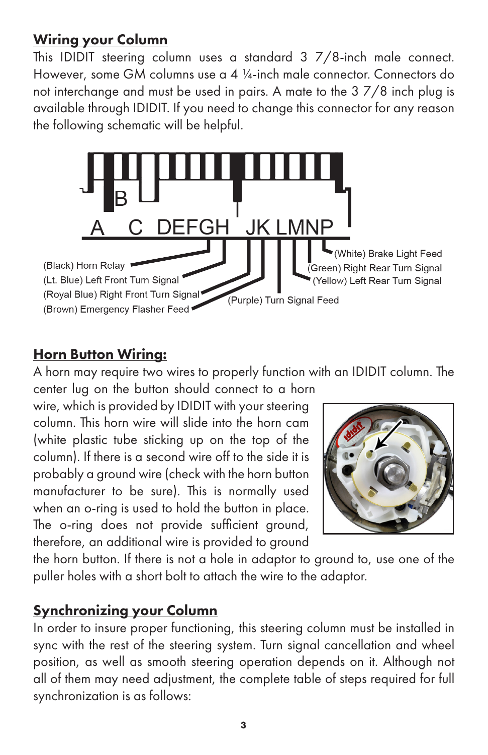## Wiring your Column

This IDIDIT steering column uses a standard 3 7/8-inch male connect. However, some GM columns use a 4 ¼-inch male connector. Connectors do not interchange and must be used in pairs. A mate to the 3 7/8 inch plug is available through IDIDIT. If you need to change this connector for any reason the following schematic will be helpful.

A B C D E F G H J K L M N P

- (Black) Horn Relay
- (Lt. Blue) Left Front Turn Signal
- (Royal Blue) Right Front Turn Signal
- (Brown) Emergency Flasher Feed
- (Purple) Turn Signal Feed
- (White) Brake Light Feed
- (Green) Right Rear Turn Signal
- (Yellow) Left Rear Turn Signal

## Horn Button Wiring:

A horn may require two wires to properly function with an IDIDIT column. The center lug on the button should connect to a horn wire, which is provided by IDIDIT with your steering column. This horn wire will slide into the horn cam (white plastic tube sticking up on the top of the column). If there is a second wire off to the side it is probably a ground wire (check with the horn button manufacturer to be sure). This is normally used when an o-ring is used to hold the button in place. The o-ring does not provide sufficient ground, therefore, an additional wire is provided to ground the horn button. If there is not a hole in adaptor to ground to, use one of the puller holes with a short bolt to attach the wire to the adaptor.

## Synchronizing your Column

In order to insure proper functioning, this steering column must be installed in sync with the rest of the steering system. Turn signal cancellation and wheel position, as well as smooth steering operation depends on it. Although not all of them may need adjustment, the complete table of steps required for full synchronization is as follows: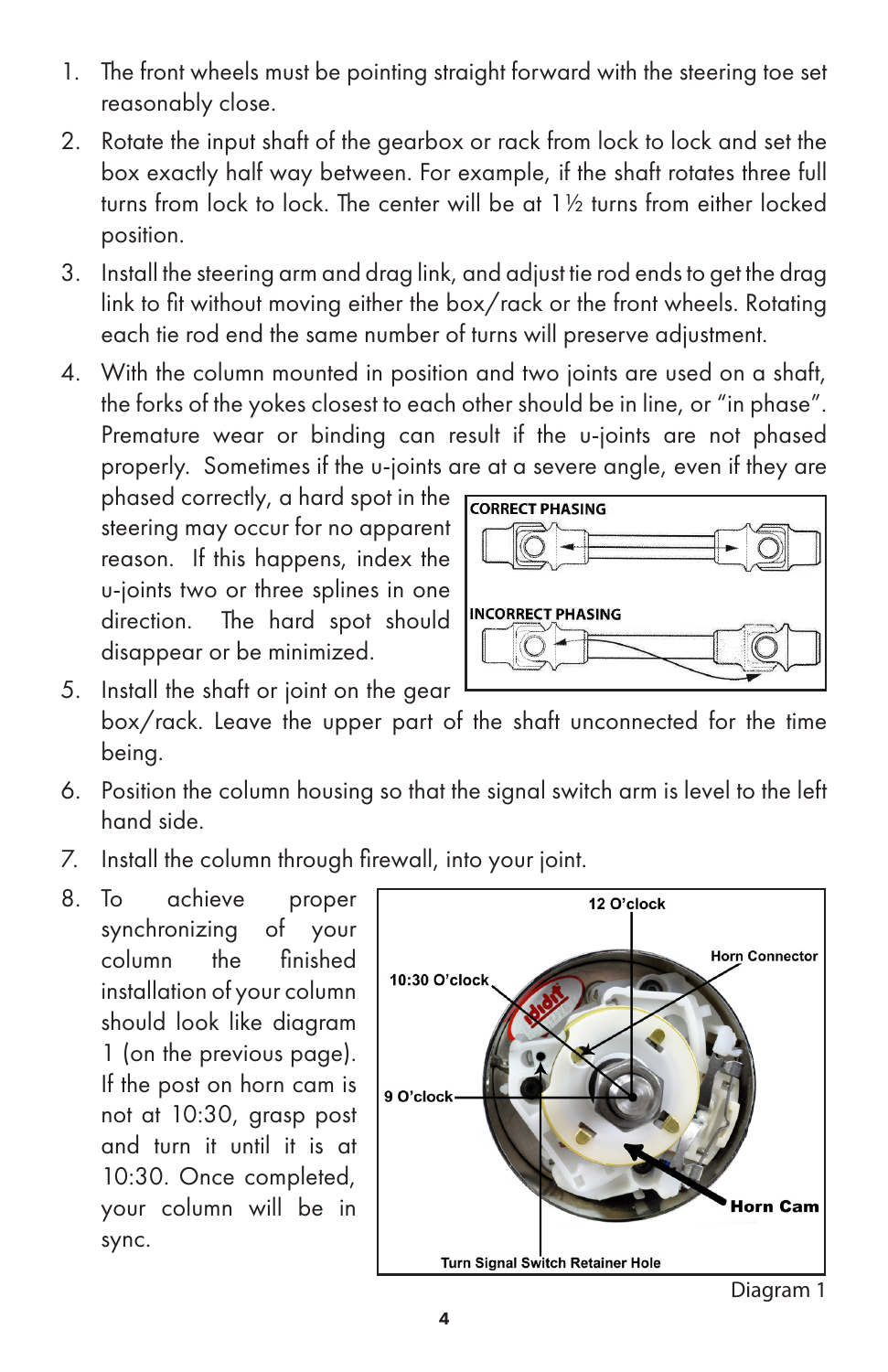1. The front wheels must be pointing straight forward with the steering toe set reasonably close.
2. Rotate the input shaft of the gearbox or rack from lock to lock and set the box exactly half way between. For example, if the shaft rotates three full turns from lock to lock. The center will be at 1½ turns from either locked position.
3. Install the steering arm and drag link, and adjust tie rod ends to get the drag link to fit without moving either the box/rack or the front wheels. Rotating each tie rod end the same number of turns will preserve adjustment.
4. With the column mounted in position and two joints are used on a shaft, the forks of the yokes closest to each other should be in line, or "in phase". Premature wear or binding can result if the u-joints are not phased properly. Sometimes if the u-joints are at a severe angle, even if they are phased correctly, a hard spot in the steering may occur for no apparent reason. If this happens, index the u-joints two or three splines in one direction. The hard spot should disappear or be minimized.

CORRECT PHASING

INCORRECT PHASING

5. Install the shaft or joint on the gear box/rack. Leave the upper part of the shaft unconnected for the time being.
6. Position the column housing so that the signal switch arm is level to the left hand side.
7. Install the column through firewall, into your joint.
8. To achieve proper synchronizing of your column the finished installation of your column should look like diagram 1 (on the previous page). If the post on horn cam is not at 10:30, grasp post and turn it until it is at 10:30. Once completed, your column will be in sync.

12 O'clock | Horn Connector | 10:30 O'clock | 9 O'clock | Horn Cam | Turn Signal Switch Retainer Hole

Diagram 1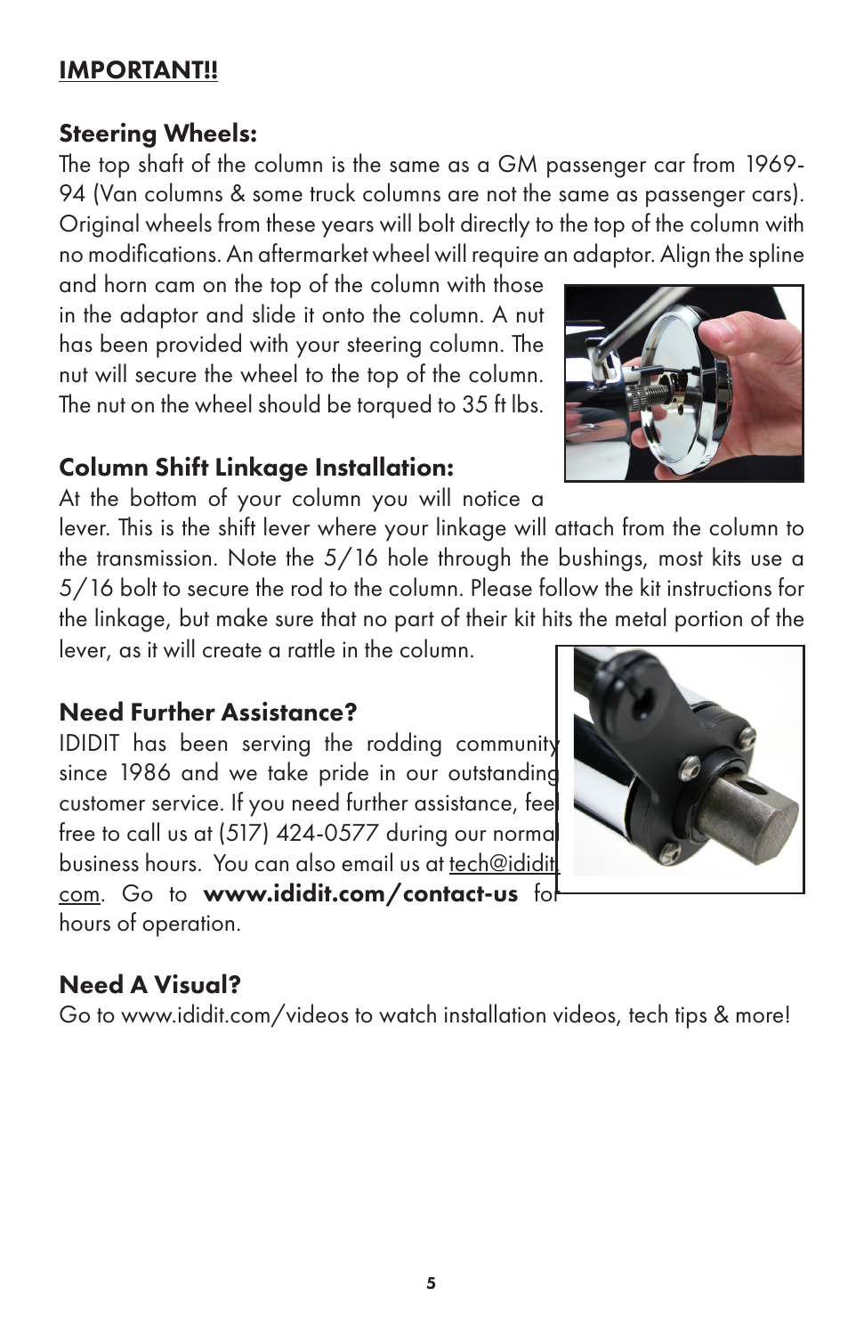**IMPORTANT!!**

### Steering Wheels:

The top shaft of the column is the same as a GM passenger car from 1969-94 (Van columns & some truck columns are not the same as passenger cars). Original wheels from these years will bolt directly to the top of the column with no modifications. An aftermarket wheel will require an adaptor. Align the spline and horn cam on the top of the column with those in the adaptor and slide it onto the column. A nut has been provided with your steering column. The nut will secure the wheel to the top of the column. The nut on the wheel should be torqued to 35 ft lbs.

### Column Shift Linkage Installation:

At the bottom of your column you will notice a lever. This is the shift lever where your linkage will attach from the column to the transmission. Note the 5/16 hole through the bushings, most kits use a 5/16 bolt to secure the rod to the column. Please follow the kit instructions for the linkage, but make sure that no part of their kit hits the metal portion of the lever, as it will create a rattle in the column.

### Need Further Assistance?

IDIDIT has been serving the rodding community since 1986 and we take pride in our outstanding customer service. If you need further assistance, feel free to call us at (517) 424-0577 during our normal business hours. You can also email us at tech@ididit.com. Go to **www.ididit.com/contact-us** for hours of operation.

### Need A Visual?

Go to www.ididit.com/videos to watch installation videos, tech tips & more!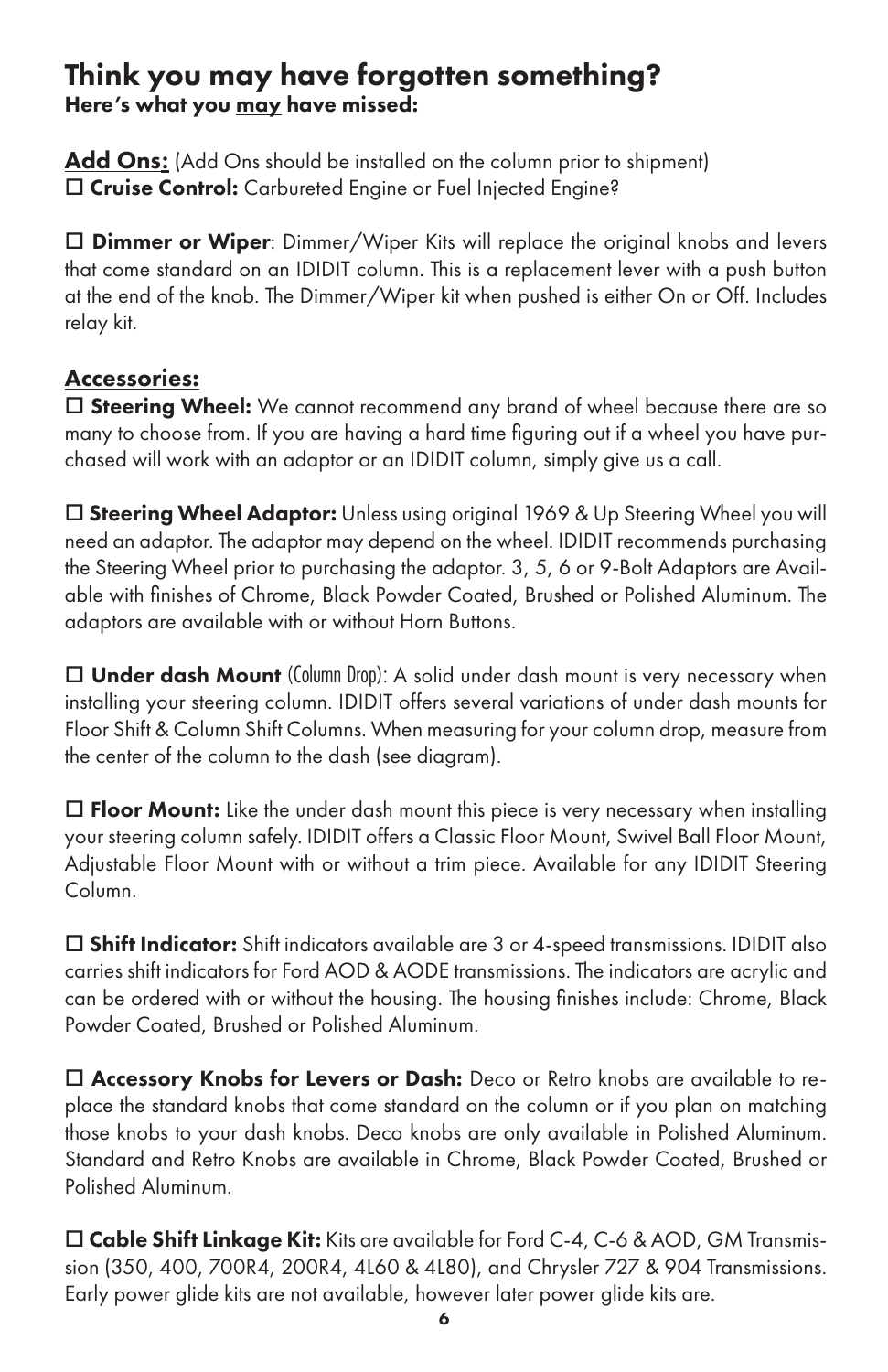# Think you may have forgotten something?

**Here's what you <u>may</u> have missed:**

**<u>Add Ons:</u>** (Add Ons should be installed on the column prior to shipment)

☐ **Cruise Control:** Carbureted Engine or Fuel Injected Engine?

☐ **Dimmer or Wiper**: Dimmer/Wiper Kits will replace the original knobs and levers that come standard on an IDIDIT column. This is a replacement lever with a push button at the end of the knob. The Dimmer/Wiper kit when pushed is either On or Off. Includes relay kit.

## <u>Accessories:</u>

☐ **Steering Wheel:** We cannot recommend any brand of wheel because there are so many to choose from. If you are having a hard time figuring out if a wheel you have purchased will work with an adaptor or an IDIDIT column, simply give us a call.

☐ **Steering Wheel Adaptor:** Unless using original 1969 & Up Steering Wheel you will need an adaptor. The adaptor may depend on the wheel. IDIDIT recommends purchasing the Steering Wheel prior to purchasing the adaptor. 3, 5, 6 or 9-Bolt Adaptors are Available with finishes of Chrome, Black Powder Coated, Brushed or Polished Aluminum. The adaptors are available with or without Horn Buttons.

☐ **Under dash Mount** (Column Drop): A solid under dash mount is very necessary when installing your steering column. IDIDIT offers several variations of under dash mounts for Floor Shift & Column Shift Columns. When measuring for your column drop, measure from the center of the column to the dash (see diagram).

☐ **Floor Mount:** Like the under dash mount this piece is very necessary when installing your steering column safely. IDIDIT offers a Classic Floor Mount, Swivel Ball Floor Mount, Adjustable Floor Mount with or without a trim piece. Available for any IDIDIT Steering Column.

☐ **Shift Indicator:** Shift indicators available are 3 or 4-speed transmissions. IDIDIT also carries shift indicators for Ford AOD & AODE transmissions. The indicators are acrylic and can be ordered with or without the housing. The housing finishes include: Chrome, Black Powder Coated, Brushed or Polished Aluminum.

☐ **Accessory Knobs for Levers or Dash:** Deco or Retro knobs are available to replace the standard knobs that come standard on the column or if you plan on matching those knobs to your dash knobs. Deco knobs are only available in Polished Aluminum. Standard and Retro Knobs are available in Chrome, Black Powder Coated, Brushed or Polished Aluminum.

☐ **Cable Shift Linkage Kit:** Kits are available for Ford C-4, C-6 & AOD, GM Transmission (350, 400, 700R4, 200R4, 4L60 & 4L80), and Chrysler 727 & 904 Transmissions. Early power glide kits are not available, however later power glide kits are.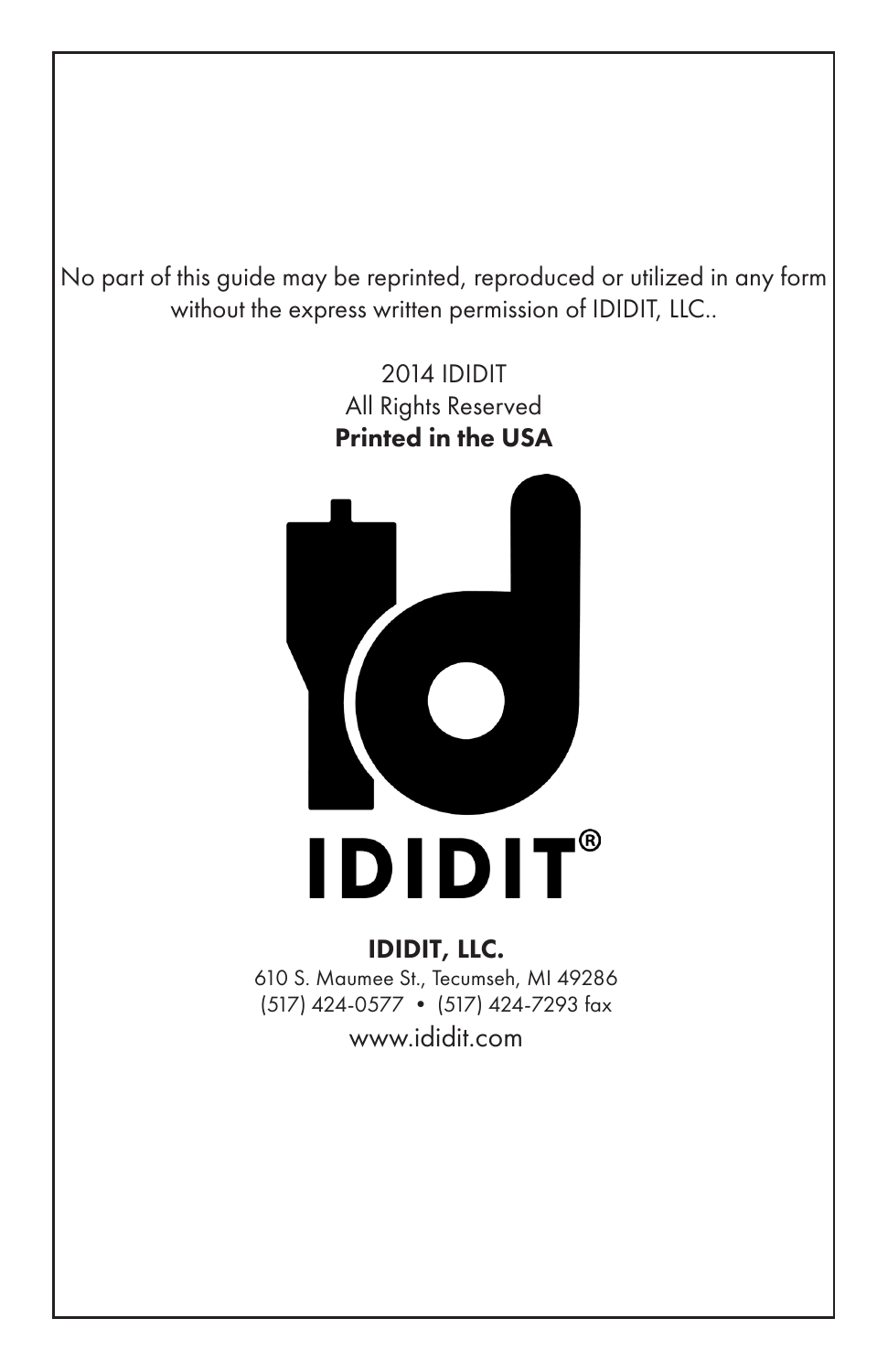No part of this guide may be reprinted, reproduced or utilized in any form without the express written permission of IDIDIT, LLC..

2014 IDIDIT
All Rights Reserved
**Printed in the USA**

IDIDIT®

**IDIDIT, LLC.**
610 S. Maumee St., Tecumseh, MI 49286
(517) 424-0577 • (517) 424-7293 fax
www.ididit.com